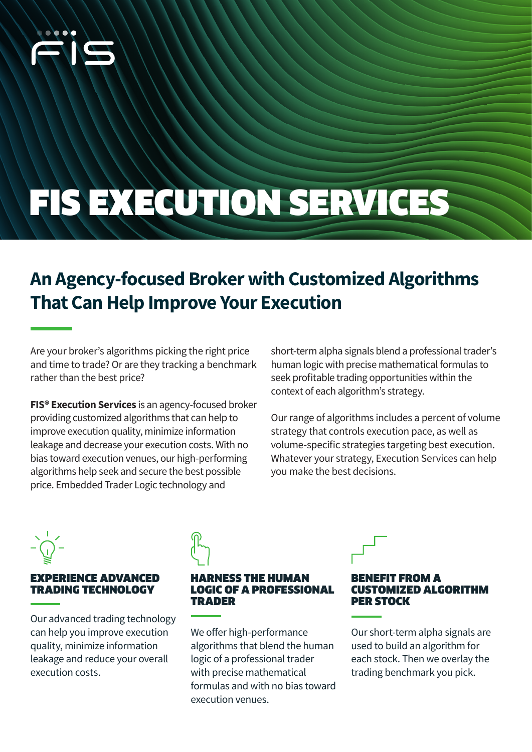# FIS EXECUTION SERVICES

## An Agency-focused Broker with Customized Algorithms That Can Help Improve Your Execution

Are your broker's algorithms picking the right price and time to trade? Or are they tracking a benchmark rather than the best price?

**FIS® Execution Services** is an agency-focused broker providing customized algorithms that can help to improve execution quality, minimize information leakage and decrease your execution costs. With no bias toward execution venues, our high-performing algorithms help seek and secure the best possible price. Embedded Trader Logic technology and short-term alpha signals blend a professional trader's human logic with precise mathematical formulas to seek profitable trading opportunities within the context of each algorithm's strategy.

Our range of algorithms includes a percent of volume strategy that controls execution pace, as well as volume-specific strategies targeting best execution. Whatever your strategy, Execution Services can help you make the best decisions.

### EXPERIENCE ADVANCED TRADING TECHNOLOGY

Our advanced trading technology can help you improve execution quality, minimize information leakage and reduce your overall execution costs.

### HARNESS THE HUMAN LOGIC OF A PROFESSIONAL TRADER

We offer high-performance algorithms that blend the human logic of a professional trader with precise mathematical formulas and with no bias toward execution venues.

### BENEFIT FROM A CUSTOMIZED ALGORITHM PER STOCK

Our short-term alpha signals are used to build an algorithm for each stock. Then we overlay the trading benchmark you pick.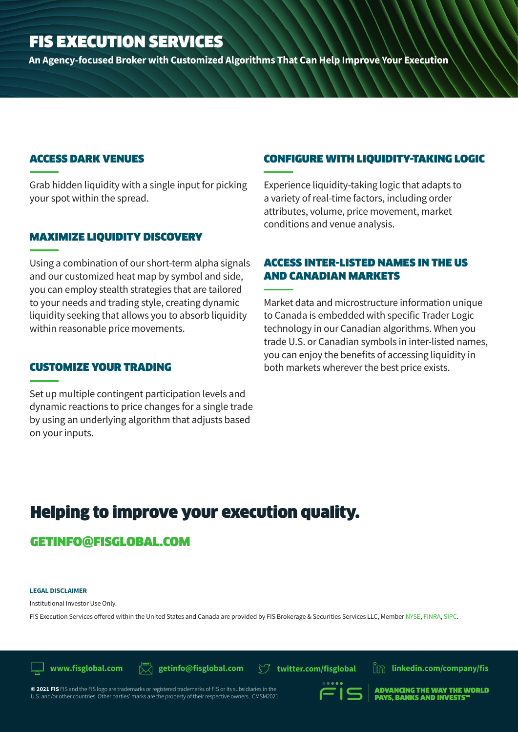# FIS EXECUTION SERVICES

**An Agency-focused Broker with Customized Algorithms That Can Help Improve Your Execution**

## ACCESS DARK VENUES

Grab hidden liquidity with a single input for picking your spot within the spread.

## MAXIMIZE LIQUIDITY DISCOVERY

Using a combination of our short-term alpha signals and our customized heat map by symbol and side, you can employ stealth strategies that are tailored to your needs and trading style, creating dynamic liquidity seeking that allows you to absorb liquidity within reasonable price movements.

## CUSTOMIZE YOUR TRADING

Set up multiple contingent participation levels and dynamic reactions to price changes for a single trade by using an underlying algorithm that adjusts based on your inputs.

## CONFIGURE WITH LIQUIDITY-TAKING LOGIC

Experience liquidity-taking logic that adapts to a variety of real-time factors, including order attributes, volume, price movement, market conditions and venue analysis.

## ACCESS INTER-LISTED NAMES IN THE US AND CANADIAN MARKETS

Market data and microstructure information unique to Canada is embedded with specific Trader Logic technology in our Canadian algorithms. When you trade U.S. or Canadian symbols in inter-listed names, you can enjoy the benefits of accessing liquidity in both markets wherever the best price exists.

# Helping to improve your execution quality.

**GETINFO@FISGLOBAL.COM**

**LEGAL DISCLAIMER**

Institutional Investor Use Only.

FIS Execution Services offered within the United States and Canada are provided by FIS Brokerage & Securities Services LLC, Member NYSE, FINRA, SIPC.

**www.fisglobal.com** **getinfo@fisglobal.com** **twitter.com/fisglobal** **linkedin.com/company/fis**

**© 2021 FIS** FIS and the FIS logo are trademarks or registered trademarks of FIS or its subsidiaries in the U.S. and/or other countries. Other parties' marks are the property of their respective owners. CMSM2021

**ADVANCING THE WAY THE WORLD PAYS, BANKS AND INVESTS™**